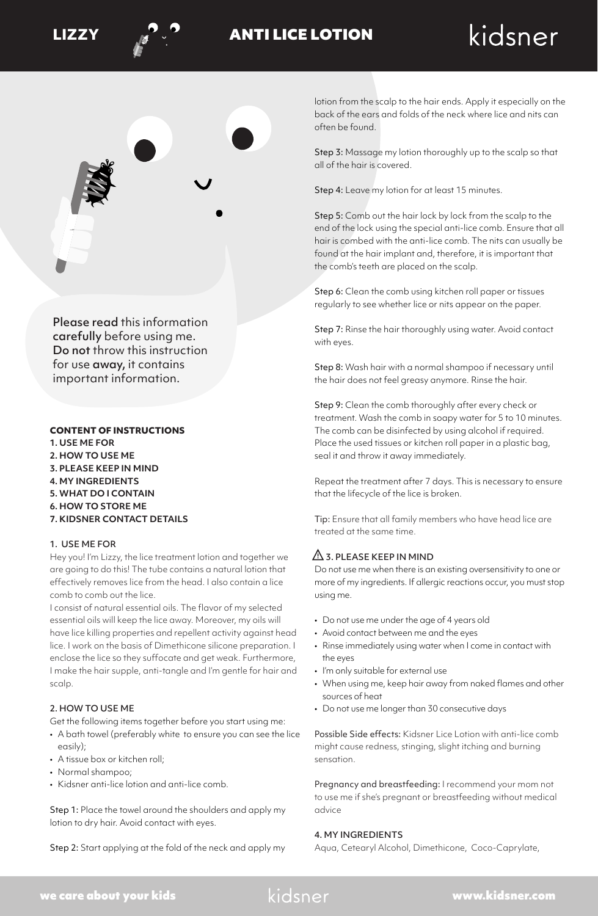# LIZZY ANTI LICE LOTION

kidsner

**Please read** this information **carefully** before using me. **Do not** throw this instruction for use **away,** it contains important information.

## CONTENT OF INSTRUCTIONS

1. USE ME FOR
2. HOW TO USE ME
3. PLEASE KEEP IN MIND
4. MY INGREDIENTS
5. WHAT DO I CONTAIN
6. HOW TO STORE ME
7. KIDSNER CONTACT DETAILS

## 1. USE ME FOR

Hey you! I'm Lizzy, the lice treatment lotion and together we are going to do this! The tube contains a natural lotion that effectively removes lice from the head. I also contain a lice comb to comb out the lice.

I consist of natural essential oils. The flavor of my selected essential oils will keep the lice away. Moreover, my oils will have lice killing properties and repellent activity against head lice. I work on the basis of Dimethicone silicone preparation. I enclose the lice so they suffocate and get weak. Furthermore, I make the hair supple, anti-tangle and I'm gentle for hair and scalp.

## 2. HOW TO USE ME

Get the following items together before you start using me:

- A bath towel (preferably white to ensure you can see the lice easily);
- A tissue box or kitchen roll;
- Normal shampoo;
- Kidsner anti-lice lotion and anti-lice comb.

**Step 1:** Place the towel around the shoulders and apply my lotion to dry hair. Avoid contact with eyes.

**Step 2:** Start applying at the fold of the neck and apply my lotion from the scalp to the hair ends. Apply it especially on the back of the ears and folds of the neck where lice and nits can often be found.

**Step 3:** Massage my lotion thoroughly up to the scalp so that all of the hair is covered.

**Step 4:** Leave my lotion for at least 15 minutes.

**Step 5:** Comb out the hair lock by lock from the scalp to the end of the lock using the special anti-lice comb. Ensure that all hair is combed with the anti-lice comb. The nits can usually be found at the hair implant and, therefore, it is important that the comb's teeth are placed on the scalp.

**Step 6:** Clean the comb using kitchen roll paper or tissues regularly to see whether lice or nits appear on the paper.

**Step 7:** Rinse the hair thoroughly using water. Avoid contact with eyes.

**Step 8:** Wash hair with a normal shampoo if necessary until the hair does not feel greasy anymore. Rinse the hair.

**Step 9:** Clean the comb thoroughly after every check or treatment. Wash the comb in soapy water for 5 to 10 minutes. The comb can be disinfected by using alcohol if required. Place the used tissues or kitchen roll paper in a plastic bag, seal it and throw it away immediately.

Repeat the treatment after 7 days. This is necessary to ensure that the lifecycle of the lice is broken.

**Tip:** Ensure that all family members who have head lice are treated at the same time.

## ⚠ 3. PLEASE KEEP IN MIND

Do not use me when there is an existing oversensitivity to one or more of my ingredients. If allergic reactions occur, you must stop using me.

- Do not use me under the age of 4 years old
- Avoid contact between me and the eyes
- Rinse immediately using water when I come in contact with the eyes
- I'm only suitable for external use
- When using me, keep hair away from naked flames and other sources of heat
- Do not use me longer than 30 consecutive days

**Possible Side effects:** Kidsner Lice Lotion with anti-lice comb might cause redness, stinging, slight itching and burning sensation.

**Pregnancy and breastfeeding:** I recommend your mom not to use me if she's pregnant or breastfeeding without medical advice

## 4. MY INGREDIENTS

Aqua, Cetearyl Alcohol, Dimethicone, Coco-Caprylate,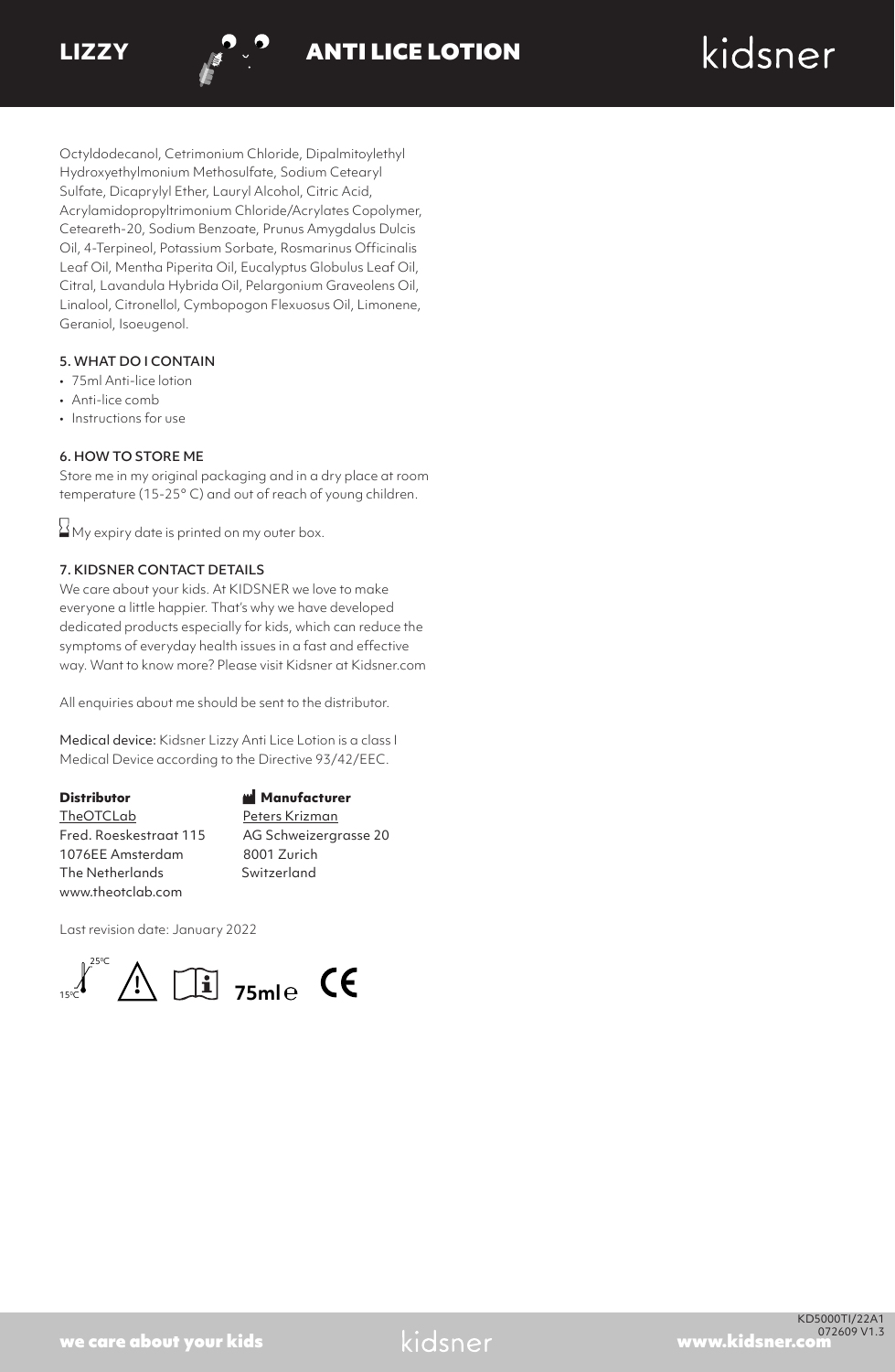Octyldodecanol, Cetrimonium Chloride, Dipalmitoylethyl Hydroxyethylmonium Methosulfate, Sodium Cetearyl Sulfate, Dicaprylyl Ether, Lauryl Alcohol, Citric Acid, Acrylamidopropyltrimonium Chloride/Acrylates Copolymer, Ceteareth-20, Sodium Benzoate, Prunus Amygdalus Dulcis Oil, 4-Terpineol, Potassium Sorbate, Rosmarinus Officinalis Leaf Oil, Mentha Piperita Oil, Eucalyptus Globulus Leaf Oil, Citral, Lavandula Hybrida Oil, Pelargonium Graveolens Oil, Linalool, Citronellol, Cymbopogon Flexuosus Oil, Limonene, Geraniol, Isoeugenol.

### 5. WHAT DO I CONTAIN

- 75ml Anti-lice lotion
- Anti-lice comb
- Instructions for use

### 6. HOW TO STORE ME

Store me in my original packaging and in a dry place at room temperature (15-25° C) and out of reach of young children.

My expiry date is printed on my outer box.

### 7. KIDSNER CONTACT DETAILS

We care about your kids. At KIDSNER we love to make everyone a little happier. That's why we have developed dedicated products especially for kids, which can reduce the symptoms of everyday health issues in a fast and effective way. Want to know more? Please visit Kidsner at Kidsner.com

All enquiries about me should be sent to the distributor.

Medical device: Kidsner Lizzy Anti Lice Lotion is a class I Medical Device according to the Directive 93/42/EEC.

**Distributor**
TheOTCLab
Fred. Roeskestraat 115
1076EE Amsterdam
The Netherlands
www.theotclab.com

**Manufacturer**
Peters Krizman
AG Schweizergrasse 20
8001 Zurich
Switzerland

Last revision date: January 2022

25ºC 15ºC 75ml ℮ CE

KD5000TI/22A1
072609 V1.3